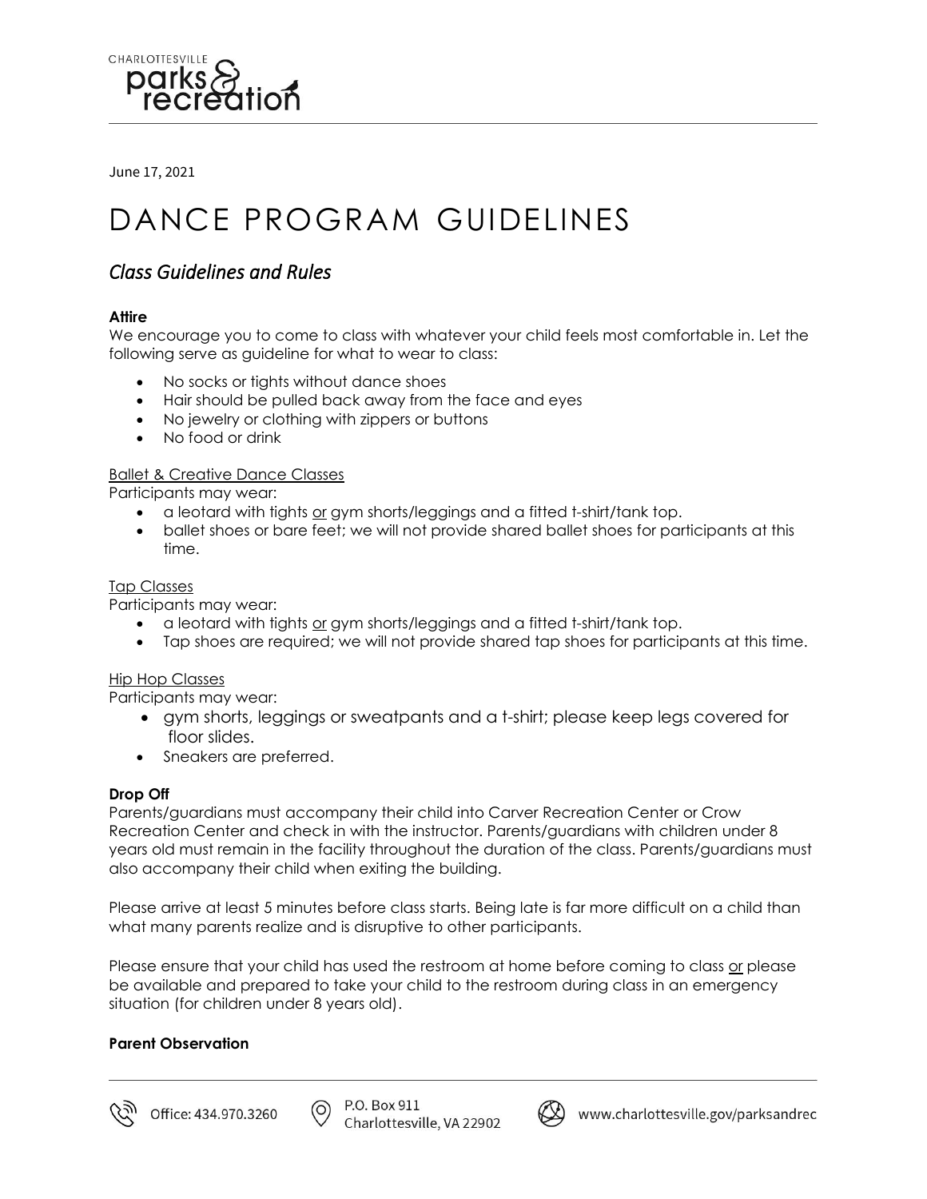June 17, 2021

# DANCE PROGRAM GUIDELINES

## *Class Guidelines and Rules*

**Attire**

We encourage you to come to class with whatever your child feels most comfortable in. Let the following serve as guideline for what to wear to class:

- No socks or tights without dance shoes
- Hair should be pulled back away from the face and eyes
- No jewelry or clothing with zippers or buttons
- No food or drink

<u>Ballet & Creative Dance Classes</u>

Participants may wear:

- a leotard with tights <u>or</u> gym shorts/leggings and a fitted t-shirt/tank top.
- ballet shoes or bare feet; we will not provide shared ballet shoes for participants at this time.

<u>Tap Classes</u>

Participants may wear:

- a leotard with tights <u>or</u> gym shorts/leggings and a fitted t-shirt/tank top.
- Tap shoes are required; we will not provide shared tap shoes for participants at this time.

<u>Hip Hop Classes</u>

Participants may wear:

- gym shorts, leggings or sweatpants and a t-shirt; please keep legs covered for floor slides.
- Sneakers are preferred.

**Drop Off**

Parents/guardians must accompany their child into Carver Recreation Center or Crow Recreation Center and check in with the instructor. Parents/guardians with children under 8 years old must remain in the facility throughout the duration of the class. Parents/guardians must also accompany their child when exiting the building.

Please arrive at least 5 minutes before class starts. Being late is far more difficult on a child than what many parents realize and is disruptive to other participants.

Please ensure that your child has used the restroom at home before coming to class <u>or</u> please be available and prepared to take your child to the restroom during class in an emergency situation (for children under 8 years old).

**Parent Observation**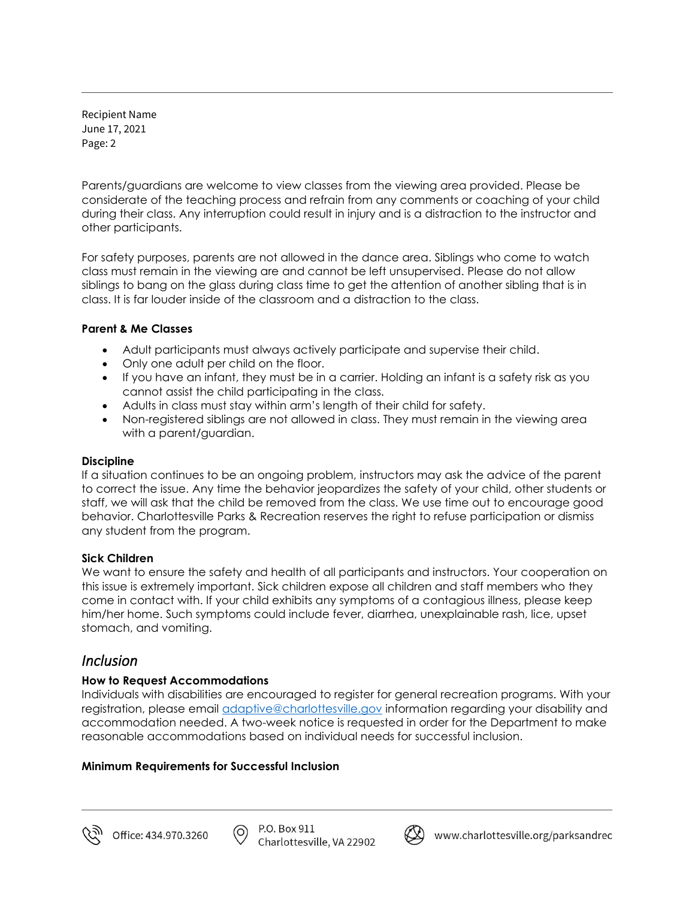Recipient Name
June 17, 2021
Page: 2

Parents/guardians are welcome to view classes from the viewing area provided. Please be considerate of the teaching process and refrain from any comments or coaching of your child during their class. Any interruption could result in injury and is a distraction to the instructor and other participants.

For safety purposes, parents are not allowed in the dance area. Siblings who come to watch class must remain in the viewing are and cannot be left unsupervised. Please do not allow siblings to bang on the glass during class time to get the attention of another sibling that is in class. It is far louder inside of the classroom and a distraction to the class.

**Parent & Me Classes**

- Adult participants must always actively participate and supervise their child.
- Only one adult per child on the floor.
- If you have an infant, they must be in a carrier. Holding an infant is a safety risk as you cannot assist the child participating in the class.
- Adults in class must stay within arm's length of their child for safety.
- Non-registered siblings are not allowed in class. They must remain in the viewing area with a parent/guardian.

**Discipline**
If a situation continues to be an ongoing problem, instructors may ask the advice of the parent to correct the issue. Any time the behavior jeopardizes the safety of your child, other students or staff, we will ask that the child be removed from the class. We use time out to encourage good behavior. Charlottesville Parks & Recreation reserves the right to refuse participation or dismiss any student from the program.

**Sick Children**
We want to ensure the safety and health of all participants and instructors. Your cooperation on this issue is extremely important. Sick children expose all children and staff members who they come in contact with. If your child exhibits any symptoms of a contagious illness, please keep him/her home. Such symptoms could include fever, diarrhea, unexplainable rash, lice, upset stomach, and vomiting.

## *Inclusion*

**How to Request Accommodations**
Individuals with disabilities are encouraged to register for general recreation programs. With your registration, please email adaptive@charlottesville.gov information regarding your disability and accommodation needed. A two-week notice is requested in order for the Department to make reasonable accommodations based on individual needs for successful inclusion.

**Minimum Requirements for Successful Inclusion**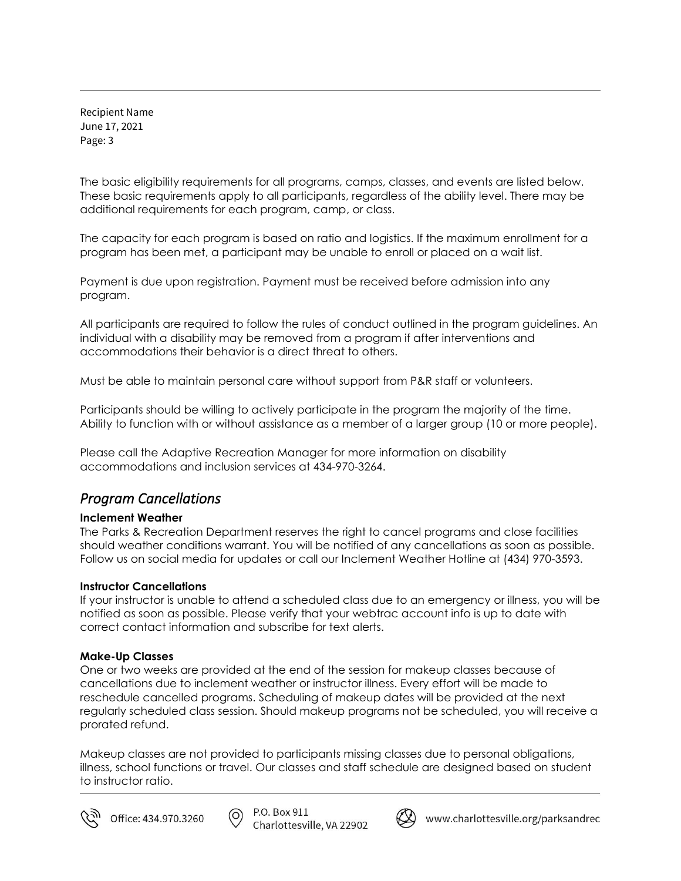The basic eligibility requirements for all programs, camps, classes, and events are listed below. These basic requirements apply to all participants, regardless of the ability level. There may be additional requirements for each program, camp, or class.

The capacity for each program is based on ratio and logistics. If the maximum enrollment for a program has been met, a participant may be unable to enroll or placed on a wait list.

Payment is due upon registration. Payment must be received before admission into any program.

All participants are required to follow the rules of conduct outlined in the program guidelines. An individual with a disability may be removed from a program if after interventions and accommodations their behavior is a direct threat to others.

Must be able to maintain personal care without support from P&R staff or volunteers.

Participants should be willing to actively participate in the program the majority of the time. Ability to function with or without assistance as a member of a larger group (10 or more people).

Please call the Adaptive Recreation Manager for more information on disability accommodations and inclusion services at 434-970-3264.

## *Program Cancellations*

**Inclement Weather**
The Parks & Recreation Department reserves the right to cancel programs and close facilities should weather conditions warrant. You will be notified of any cancellations as soon as possible. Follow us on social media for updates or call our Inclement Weather Hotline at (434) 970-3593.

**Instructor Cancellations**
If your instructor is unable to attend a scheduled class due to an emergency or illness, you will be notified as soon as possible. Please verify that your webtrac account info is up to date with correct contact information and subscribe for text alerts.

**Make-Up Classes**
One or two weeks are provided at the end of the session for makeup classes because of cancellations due to inclement weather or instructor illness. Every effort will be made to reschedule cancelled programs. Scheduling of makeup dates will be provided at the next regularly scheduled class session. Should makeup programs not be scheduled, you will receive a prorated refund.

Makeup classes are not provided to participants missing classes due to personal obligations, illness, school functions or travel. Our classes and staff schedule are designed based on student to instructor ratio.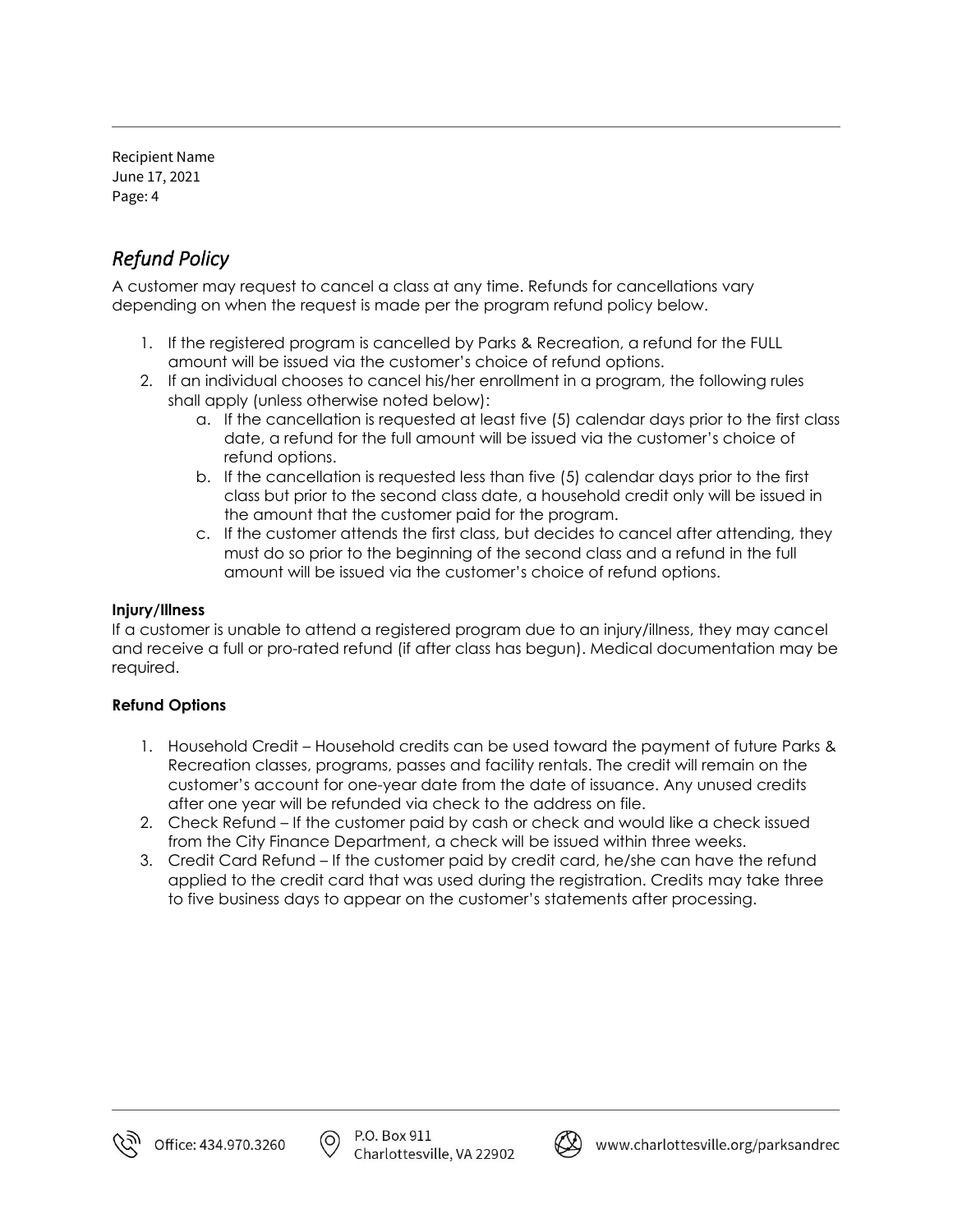Recipient Name
June 17, 2021
Page: 4

## *Refund Policy*

A customer may request to cancel a class at any time. Refunds for cancellations vary depending on when the request is made per the program refund policy below.

1. If the registered program is cancelled by Parks & Recreation, a refund for the FULL amount will be issued via the customer's choice of refund options.
2. If an individual chooses to cancel his/her enrollment in a program, the following rules shall apply (unless otherwise noted below):
   a. If the cancellation is requested at least five (5) calendar days prior to the first class date, a refund for the full amount will be issued via the customer's choice of refund options.
   b. If the cancellation is requested less than five (5) calendar days prior to the first class but prior to the second class date, a household credit only will be issued in the amount that the customer paid for the program.
   c. If the customer attends the first class, but decides to cancel after attending, they must do so prior to the beginning of the second class and a refund in the full amount will be issued via the customer's choice of refund options.

**Injury/Illness**

If a customer is unable to attend a registered program due to an injury/illness, they may cancel and receive a full or pro-rated refund (if after class has begun). Medical documentation may be required.

**Refund Options**

1. Household Credit – Household credits can be used toward the payment of future Parks & Recreation classes, programs, passes and facility rentals. The credit will remain on the customer's account for one-year date from the date of issuance. Any unused credits after one year will be refunded via check to the address on file.
2. Check Refund – If the customer paid by cash or check and would like a check issued from the City Finance Department, a check will be issued within three weeks.
3. Credit Card Refund – If the customer paid by credit card, he/she can have the refund applied to the credit card that was used during the registration. Credits may take three to five business days to appear on the customer's statements after processing.

Office: 434.970.3260 P.O. Box 911 Charlottesville, VA 22902 www.charlottesville.org/parksandrec